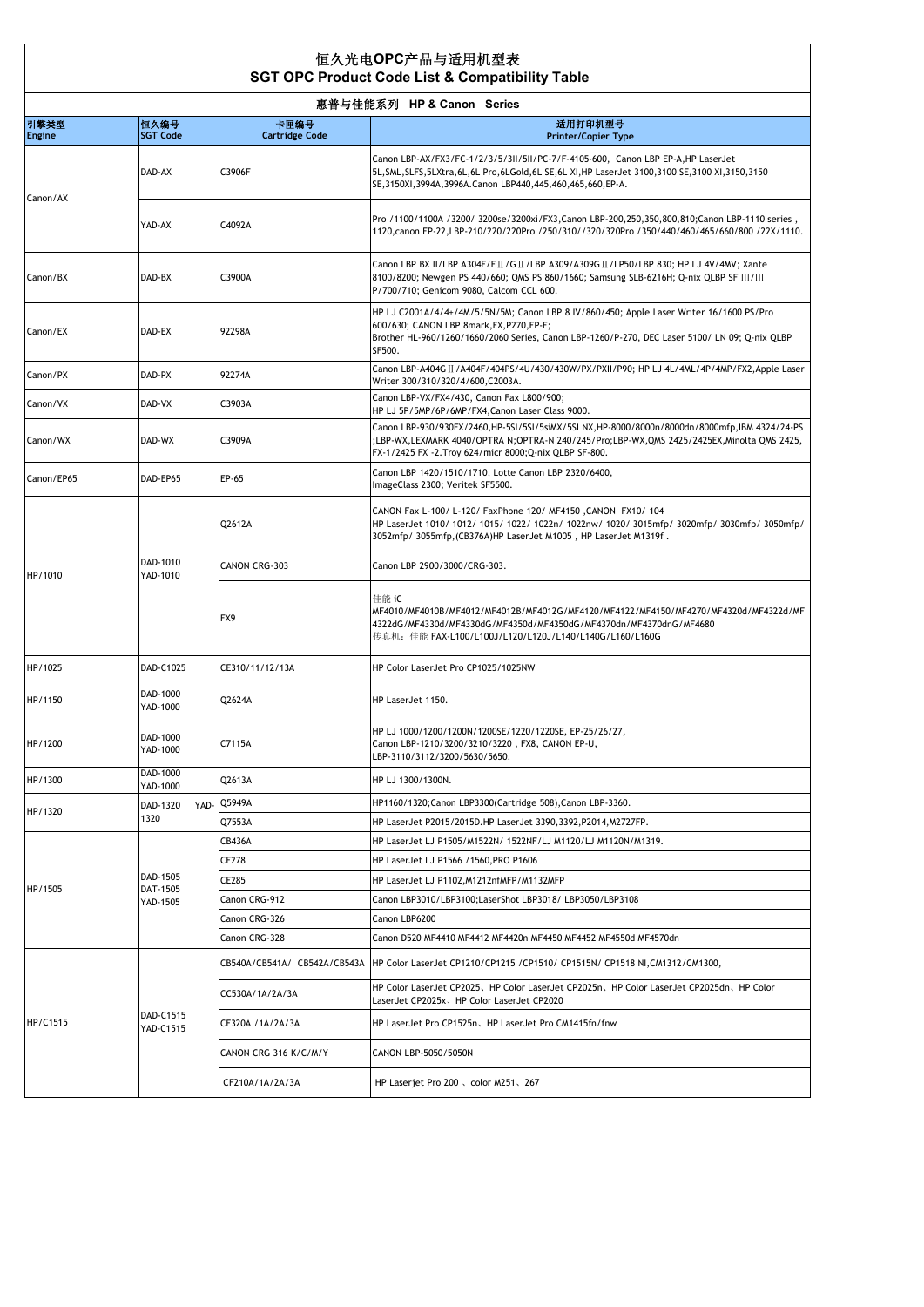# 恒久光电OPC产品与适用机型表
# SGT OPC Product Code List & Compatibility Table

## 惠普与佳能系列 HP & Canon Series

| 引擎类型 Engine | 恒久编号 SGT Code | 卡匣编号 Cartridge Code | 适用打印机型号 Printer/Copier Type |
|---|---|---|---|
| Canon/AX | DAD-AX | C3906F | Canon LBP-AX/FX3/FC-1/2/3/5/3II/5II/PC-7/F-4105-600, Canon LBP EP-A,HP LaserJet 5L,SML,SLFS,5LXtra,6L,6L Pro,6LGold,6L SE,6L XI,HP LaserJet 3100,3100 SE,3100 XI,3150,3150 SE,3150XI,3994A,3996A.Canon LBP440,445,460,465,660,EP-A. |
| | YAD-AX | C4092A | Pro /1100/1100A /3200/ 3200se/3200xi/FX3,Canon LBP-200,250,350,800,810;Canon LBP-1110 series , 1120,canon EP-22,LBP-210/220/220Pro /250/310/ /320/320Pro /350/440/460/465/660/800 /22X/1110. |
| Canon/BX | DAD-BX | C3900A | Canon LBP BX II/LBP A304E/EⅡ/GⅡ/LBP A309/A309GⅡ/LP50/LBP 830; HP LJ 4V/4MV; Xante 8100/8200; Newgen PS 440/660; QMS PS 860/1660; Samsung SLB-6216H; Q-nix QLBP SF Ⅲ/Ⅲ P/700/710; Genicom 9080, Calcom CCL 600. |
| Canon/EX | DAD-EX | 92298A | HP LJ C2001A/4/4+/4M/5/5N/5M; Canon LBP 8 IV/860/450; Apple Laser Writer 16/1600 PS/Pro 600/630; CANON LBP 8mark,EX,P270,EP-E; Brother HL-960/1260/1660/2060 Series, Canon LBP-1260/P-270, DEC Laser 5100/ LN 09; Q-nix QLBP SF500. |
| Canon/PX | DAD-PX | 92274A | Canon LBP-A404GⅡ/A404F/404PS/4U/430/430W/PX/PXII/P90; HP LJ 4L/4ML/4P/4MP/FX2,Apple Laser Writer 300/310/320/4/600,C2003A. |
| Canon/VX | DAD-VX | C3903A | Canon LBP-VX/FX4/430, Canon Fax L800/900; HP LJ 5P/5MP/6P/6MP/FX4,Canon Laser Class 9000. |
| Canon/WX | DAD-WX | C3909A | Canon LBP-930/930EX/2460,HP-5SI/5SI/5siMX/5SI NX,HP-8000/8000n/8000dn/8000mfp,IBM 4324/24-PS ;LBP-WX,LEXMARK 4040/OPTRA N;OPTRA-N 240/245/Pro;LBP-WX,QMS 2425/2425EX,Minolta QMS 2425, FX-1/2425 FX -2.Troy 624/micr 8000;Q-nix QLBP SF-800. |
| Canon/EP65 | DAD-EP65 | EP-65 | Canon LBP 1420/1510/1710, Lotte Canon LBP 2320/6400, ImageClass 2300; Veritek SF5500. |
| HP/1010 | DAD-1010 YAD-1010 | Q2612A | CANON Fax L-100/ L-120/ FaxPhone 120/ MF4150 ,CANON FX10/ 104 HP LaserJet 1010/ 1012/ 1015/ 1022/ 1022n/ 1022nw/ 1020/ 3015mfp/ 3020mfp/ 3030mfp/ 3050mfp/ 3052mfp/ 3055mfp,(CB376A)HP LaserJet M1005 , HP LaserJet M1319f . |
| | | CANON CRG-303 | Canon LBP 2900/3000/CRG-303. |
| | | FX9 | 佳能 iC MF4010/MF4010B/MF4012/MF4012B/MF4012G/MF4120/MF4122/MF4150/MF4270/MF4320d/MF4322d/MF4322dG/MF4330d/MF4330dG/MF4350d/MF4350dG/MF4370dn/MF4370dnG/MF4680 传真机：佳能 FAX-L100/L100J/L120/L120J/L140/L140G/L160/L160G |
| HP/1025 | DAD-C1025 | CE310/11/12/13A | HP Color LaserJet Pro CP1025/1025NW |
| HP/1150 | DAD-1000 YAD-1000 | Q2624A | HP LaserJet 1150. |
| HP/1200 | DAD-1000 YAD-1000 | C7115A | HP LJ 1000/1200/1200N/1200SE/1220/1220SE, EP-25/26/27, Canon LBP-1210/3200/3210/3220 , FX8, CANON EP-U, LBP-3110/3112/3200/5630/5650. |
| HP/1300 | DAD-1000 YAD-1000 | Q2613A | HP LJ 1300/1300N. |
| HP/1320 | DAD-1320 YAD-1320 | Q5949A | HP1160/1320;Canon LBP3300(Cartridge 508),Canon LBP-3360. |
| | | Q7553A | HP LaserJet P2015/2015D.HP LaserJet 3390,3392,P2014,M2727FP. |
| HP/1505 | DAD-1505 DAT-1505 YAD-1505 | CB436A | HP LaserJet LJ P1505/M1522N/ 1522NF/LJ M1120/LJ M1120N/M1319. |
| | | CE278 | HP LaserJet LJ P1566 /1560,PRO P1606 |
| | | CE285 | HP LaserJet LJ P1102,M1212nfMFP/M1132MFP |
| | | Canon CRG-912 | Canon LBP3010/LBP3100;LaserShot LBP3018/ LBP3050/LBP3108 |
| | | Canon CRG-326 | Canon LBP6200 |
| | | Canon CRG-328 | Canon D520 MF4410 MF4412 MF4420n MF4450 MF4452 MF4550d MF4570dn |
| HP/C1515 | DAD-C1515 YAD-C1515 | CB540A/CB541A/ CB542A/CB543A | HP Color LaserJet CP1210/CP1215 /CP1510/ CP1515N/ CP1518 NI,CM1312/CM1300, |
| | | CC530A/1A/2A/3A | HP Color LaserJet CP2025、HP Color LaserJet CP2025n、HP Color LaserJet CP2025dn、HP Color LaserJet CP2025x、HP Color LaserJet CP2020 |
| | | CE320A /1A/2A/3A | HP LaserJet Pro CP1525n、HP LaserJet Pro CM1415fn/fnw |
| | | CANON CRG 316 K/C/M/Y | CANON LBP-5050/5050N |
| | | CF210A/1A/2A/3A | HP Laserjet Pro 200 、color M251、267 |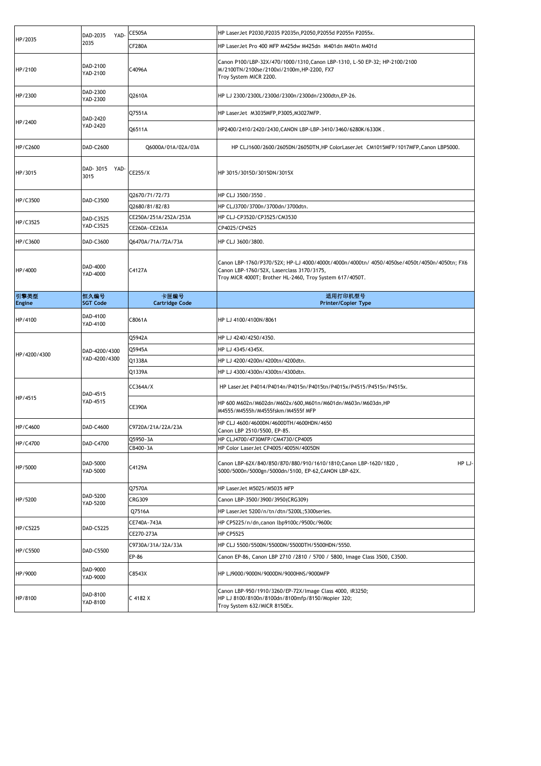| | | | |
|---|---|---|---|
| HP/2035 | DAD-2035 YAD-2035 | CE505A | HP LaserJet P2030,P2035 P2035n,P2050,P2055d P2055n P2055x. |
| | | CF280A | HP LaserJet Pro 400 MFP M425dw M425dn M401dn M401n M401d |
| HP/2100 | DAD-2100 YAD-2100 | C4096A | Canon P100/LBP-32X/470/1000/1310,Canon LBP-1310, L-50 EP-32; HP-2100/2100 M/2100TN/2100se/2100xi/2100m,HP-2200, FX7 Troy System MICR 2200. |
| HP/2300 | DAD-2300 YAD-2300 | Q2610A | HP LJ 2300/2300L/2300d/2300n/2300dn/2300dtn,EP-26. |
| HP/2400 | DAD-2420 YAD-2420 | Q7551A | HP LaserJet M3035MFP,P3005,M3027MFP. |
| | | Q6511A | HP2400/2410/2420/2430,CANON LBP-LBP-3410/3460/6280K/6330K . |
| HP/C2600 | DAD-C2600 | Q6000A/01A/02A/03A | HP CLJ1600/2600/2605DN/2605DTN,HP ColorLaserJet CM1015MFP/1017MFP,Canon LBP5000. |
| HP/3015 | DAD-3015 YAD-3015 | CE255/X | HP 3015/3015D/3015DN/3015X |
| HP/C3500 | DAD-C3500 | Q2670/71/72/73 | HP CLJ 3500/3550 . |
| | | Q2680/81/82/83 | HP CLJ3700/3700n/3700dn/3700dtn. |
| HP/C3525 | DAD-C3525 YAD-C3525 | CE250A/251A/252A/253A | HP CLJ-CP3520/CP3525/CM3530 |
| | | CE260A-CE263A | CP4025/CP4525 |
| HP/C3600 | DAD-C3600 | Q6470A/71A/72A/73A | HP CLJ 3600/3800. |
| HP/4000 | DAD-4000 YAD-4000 | C4127A | Canon LBP-1760/P370/52X; HP-LJ 4000/4000t/4000n/4000tn/ 4050/4050se/4050t/4050n/4050tn; FX6 Canon LBP-1760/52X, Laserclass 3170/3175, Troy MICR 4000T; Brother HL-2460, Troy System 617/4050T. |
| 引擎类型 Engine | 恒久编号 SGT Code | 卡匣编号 Cartridge Code | 适用打印机型号 Printer/Copier Type |
| HP/4100 | DAD-4100 YAD-4100 | C8061A | HP LJ 4100/4100N/8061 |
| HP/4200/4300 | DAD-4200/4300 YAD-4200/4300 | Q5942A | HP LJ 4240/4250/4350. |
| | | Q5945A | HP LJ 4345/4345X. |
| | | Q1338A | HP LJ 4200/4200n/4200tn/4200dtn. |
| | | Q1339A | HP LJ 4300/4300n/4300tn/4300dtn. |
| HP/4515 | DAD-4515 YAD-4515 | CC364A/X | HP LaserJet P4014/P4014n/P4015n/P4015tn/P4015x/P4515/P4515n/P4515x. |
| | | CE390A | HP 600 M602n/M602dn/M602x/600,M601n/M601dn/M603n/M603dn,HP M4555/M4555h/M4555fskm/M4555f MFP |
| HP/C4600 | DAD-C4600 | C9720A/21A/22A/23A | HP CLJ 4600/4600DN/4600DTH/4600HDN/4650 Canon LBP 2510/5500, EP-85. |
| HP/C4700 | DAD-C4700 | Q5950-3A | HP CLJ4700/4730MFP/CM4730/CP4005 |
| | | CB400-3A | HP Color LaserJet CP4005/4005N/4005DN |
| HP/5000 | DAD-5000 YAD-5000 | C4129A | Canon LBP-62X/840/850/870/880/910/1610/1810;Canon LBP-1620/1820 , HP LJ-5000/5000n/5000gn/5000dn/5100, EP-62,CANON LBP-62X. |
| HP/5200 | DAD-5200 YAD-5200 | Q7570A | HP LaserJet M5025/M5035 MFP |
| | | CRG309 | Canon LBP-3500/3900/3950(CRG309) |
| | | Q7516A | HP LaserJet 5200/n/tn/dtn/5200L;5300series. |
| HP/C5225 | DAD-C5225 | CE740A-743A | HP CP5225/n/dn,canon lbp9100c/9500c/9600c |
| | | CE270-273A | HP CP5525 |
| HP/C5500 | DAD-C5500 | C9730A/31A/32A/33A | HP CLJ 5500/5500N/5500DN/5500DTH/5500HDN/5550. |
| | | EP-86 | Canon EP-86, Canon LBP 2710 /2810 / 5700 / 5800, Image Class 3500, C3500. |
| HP/9000 | DAD-9000 YAD-9000 | C8543X | HP LJ9000/9000N/9000DN/9000HNS/9000MFP |
| HP/8100 | DAD-8100 YAD-8100 | C 4182 X | Canon LBP-950/1910/3260/EP-72X/Image Class 4000, iR3250; HP LJ 8100/8100n/8100dn/8100mfp/8150/Mopier 320; Troy System 632/MICR 8150Ex. |